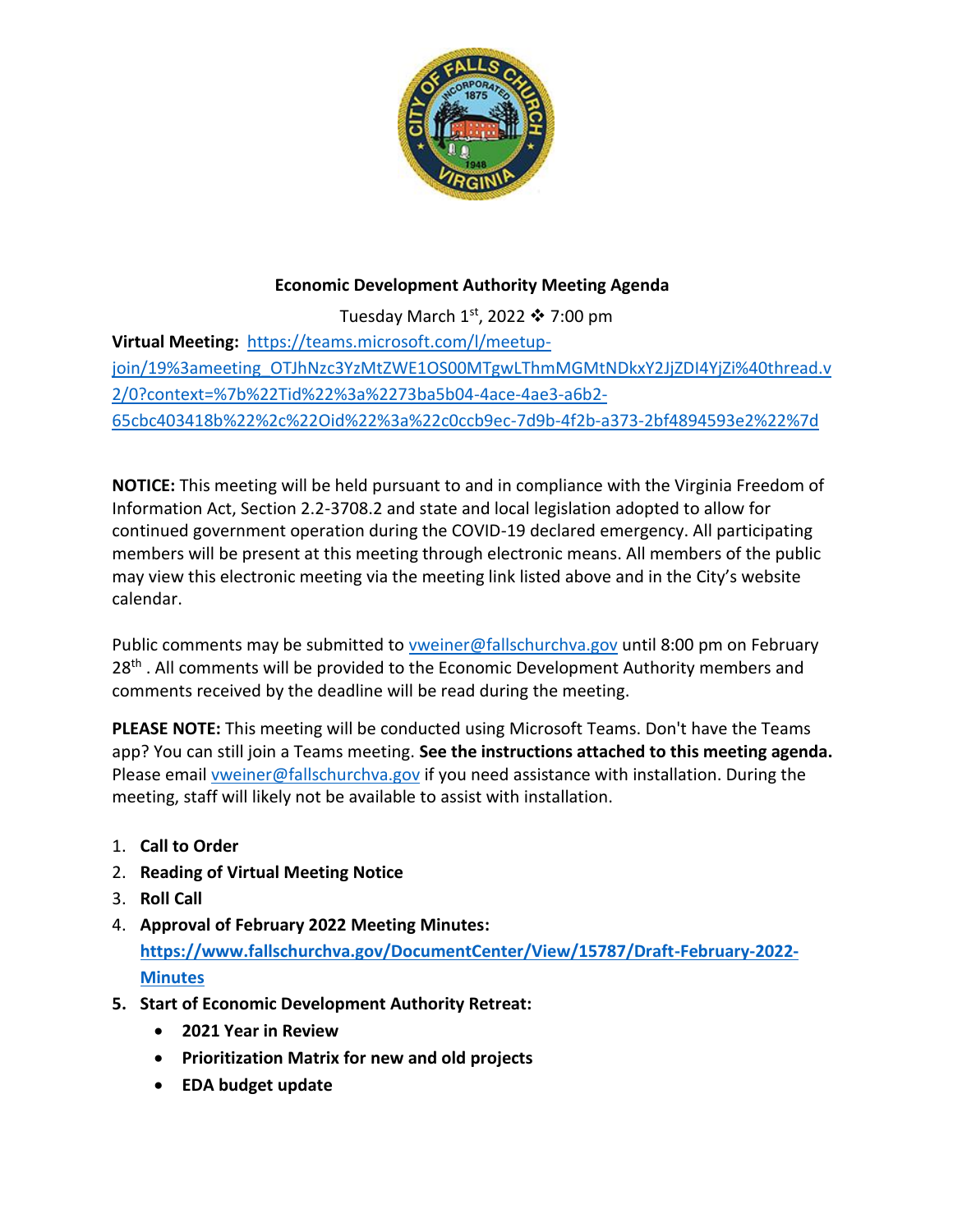# Economic Development Authority Meeting Agenda

Tuesday March 1st, 2022 ❖ 7:00 pm

**Virtual Meeting:** https://teams.microsoft.com/l/meetup-join/19%3ameeting_OTJhNzc3YzMtZWE1OS00MTgwLThmMGMtNDkxY2JjZDI4YjZi%40thread.v2/0?context=%7b%22Tid%22%3a%2273ba5b04-4ace-4ae3-a6b2-65cbc403418b%22%2c%22Oid%22%3a%22c0ccb9ec-7d9b-4f2b-a373-2bf4894593e2%22%7d

**NOTICE:** This meeting will be held pursuant to and in compliance with the Virginia Freedom of Information Act, Section 2.2-3708.2 and state and local legislation adopted to allow for continued government operation during the COVID-19 declared emergency. All participating members will be present at this meeting through electronic means. All members of the public may view this electronic meeting via the meeting link listed above and in the City's website calendar.

Public comments may be submitted to vweiner@fallschurchva.gov until 8:00 pm on February 28th . All comments will be provided to the Economic Development Authority members and comments received by the deadline will be read during the meeting.

**PLEASE NOTE:** This meeting will be conducted using Microsoft Teams. Don't have the Teams app? You can still join a Teams meeting. **See the instructions attached to this meeting agenda.** Please email vweiner@fallschurchva.gov if you need assistance with installation. During the meeting, staff will likely not be available to assist with installation.

1. **Call to Order**
2. **Reading of Virtual Meeting Notice**
3. **Roll Call**
4. **Approval of February 2022 Meeting Minutes:** **https://www.fallschurchva.gov/DocumentCenter/View/15787/Draft-February-2022-Minutes**
5. **Start of Economic Development Authority Retreat:**
   - **2021 Year in Review**
   - **Prioritization Matrix for new and old projects**
   - **EDA budget update**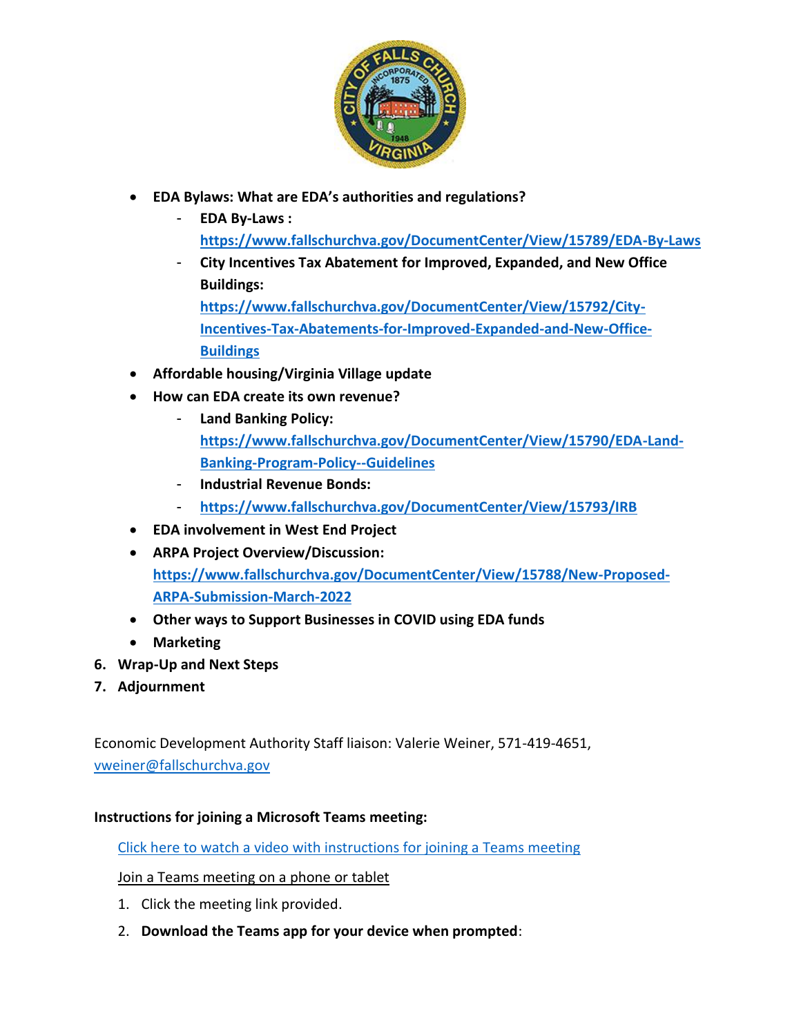- **EDA Bylaws: What are EDA's authorities and regulations?**
  - **EDA By-Laws : [https://www.fallschurchva.gov/DocumentCenter/View/15789/EDA-By-Laws](https://www.fallschurchva.gov/DocumentCenter/View/15789/EDA-By-Laws)**
  - **City Incentives Tax Abatement for Improved, Expanded, and New Office Buildings: [https://www.fallschurchva.gov/DocumentCenter/View/15792/City-Incentives-Tax-Abatements-for-Improved-Expanded-and-New-Office-Buildings](https://www.fallschurchva.gov/DocumentCenter/View/15792/City-Incentives-Tax-Abatements-for-Improved-Expanded-and-New-Office-Buildings)**
- **Affordable housing/Virginia Village update**
- **How can EDA create its own revenue?**
  - **Land Banking Policy: [https://www.fallschurchva.gov/DocumentCenter/View/15790/EDA-Land-Banking-Program-Policy--Guidelines](https://www.fallschurchva.gov/DocumentCenter/View/15790/EDA-Land-Banking-Program-Policy--Guidelines)**
  - **Industrial Revenue Bonds:**
  - **[https://www.fallschurchva.gov/DocumentCenter/View/15793/IRB](https://www.fallschurchva.gov/DocumentCenter/View/15793/IRB)**
- **EDA involvement in West End Project**
- **ARPA Project Overview/Discussion: [https://www.fallschurchva.gov/DocumentCenter/View/15788/New-Proposed-ARPA-Submission-March-2022](https://www.fallschurchva.gov/DocumentCenter/View/15788/New-Proposed-ARPA-Submission-March-2022)**
- **Other ways to Support Businesses in COVID using EDA funds**
- **Marketing**

6. **Wrap-Up and Next Steps**
7. **Adjournment**

Economic Development Authority Staff liaison: Valerie Weiner, 571-419-4651, [vweiner@fallschurchva.gov](mailto:vweiner@fallschurchva.gov)

**Instructions for joining a Microsoft Teams meeting:**

Click here to watch a video with instructions for joining a Teams meeting

Join a Teams meeting on a phone or tablet

1. Click the meeting link provided.
2. **Download the Teams app for your device when prompted**: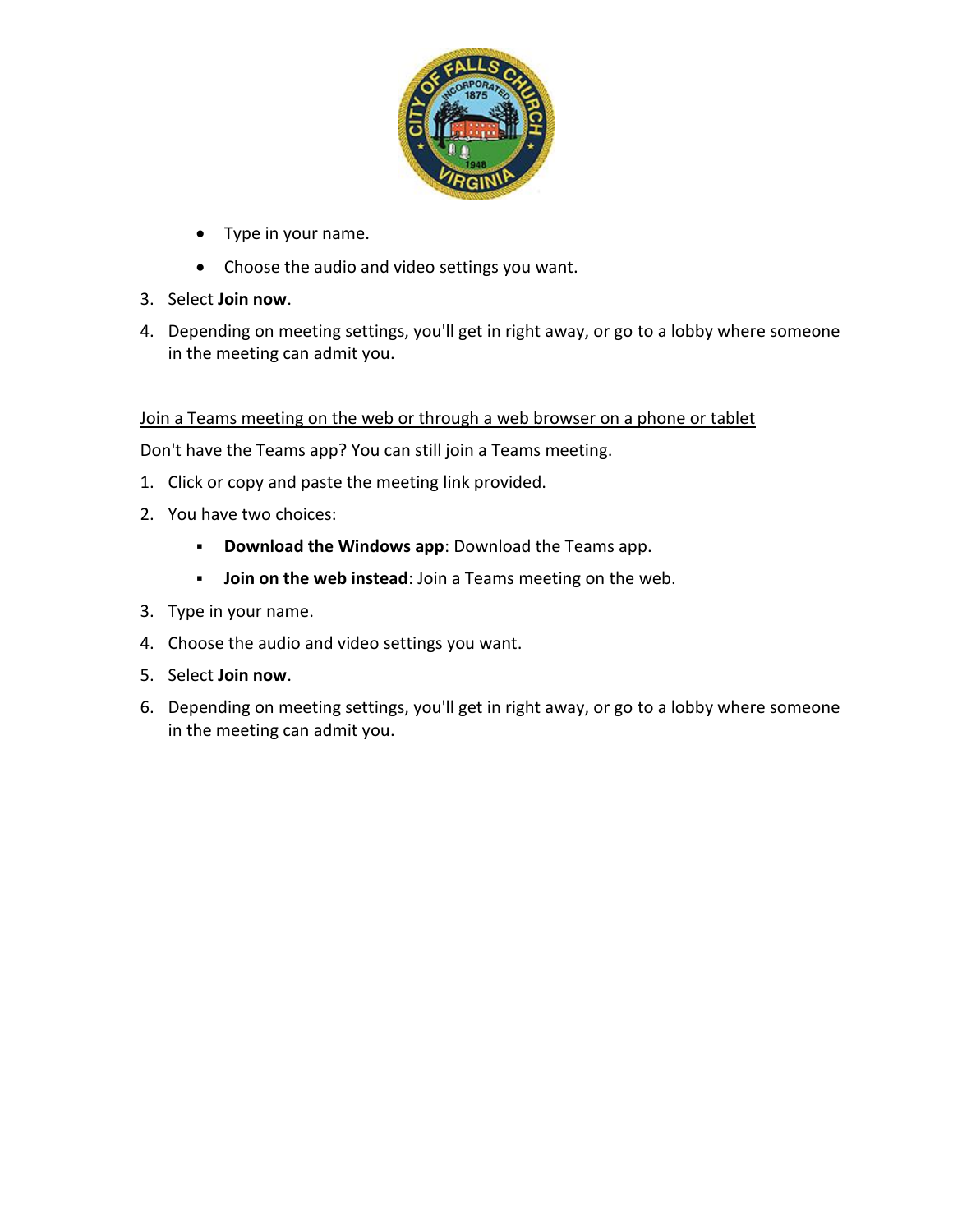- Type in your name.
- Choose the audio and video settings you want.

3. Select **Join now**.
4. Depending on meeting settings, you'll get in right away, or go to a lobby where someone in the meeting can admit you.

Join a Teams meeting on the web or through a web browser on a phone or tablet

Don't have the Teams app? You can still join a Teams meeting.

1. Click or copy and paste the meeting link provided.
2. You have two choices:
   - **Download the Windows app**: Download the Teams app.
   - **Join on the web instead**: Join a Teams meeting on the web.
3. Type in your name.
4. Choose the audio and video settings you want.
5. Select **Join now**.
6. Depending on meeting settings, you'll get in right away, or go to a lobby where someone in the meeting can admit you.